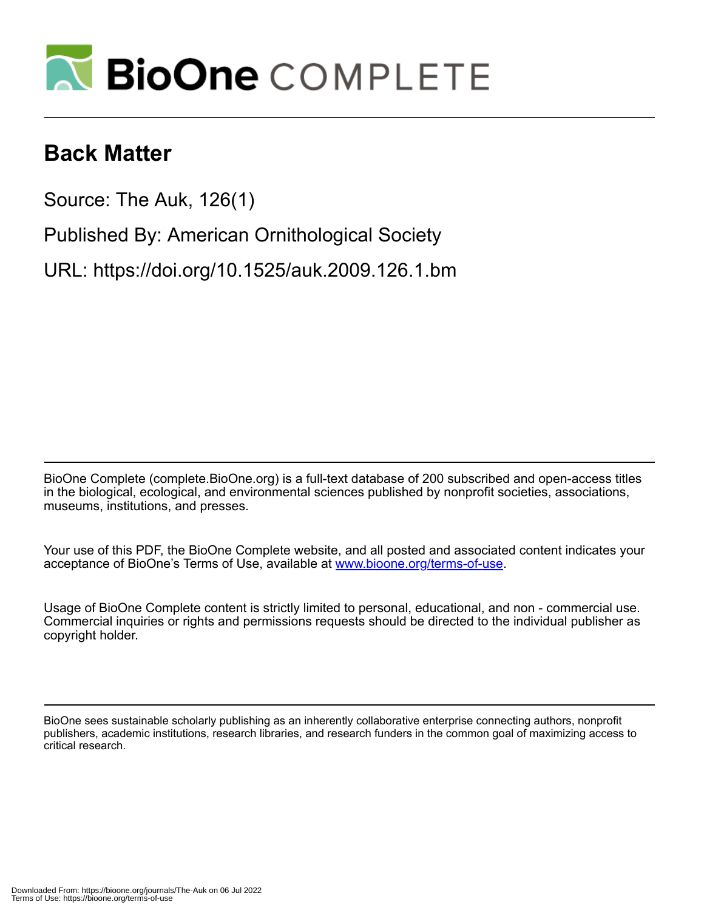# BioOne COMPLETE

# Back Matter

Source: The Auk, 126(1)

Published By: American Ornithological Society

URL: https://doi.org/10.1525/auk.2009.126.1.bm

BioOne Complete (complete.BioOne.org) is a full-text database of 200 subscribed and open-access titles in the biological, ecological, and environmental sciences published by nonprofit societies, associations, museums, institutions, and presses.

Your use of this PDF, the BioOne Complete website, and all posted and associated content indicates your acceptance of BioOne's Terms of Use, available at www.bioone.org/terms-of-use.

Usage of BioOne Complete content is strictly limited to personal, educational, and non - commercial use. Commercial inquiries or rights and permissions requests should be directed to the individual publisher as copyright holder.

BioOne sees sustainable scholarly publishing as an inherently collaborative enterprise connecting authors, nonprofit publishers, academic institutions, research libraries, and research funders in the common goal of maximizing access to critical research.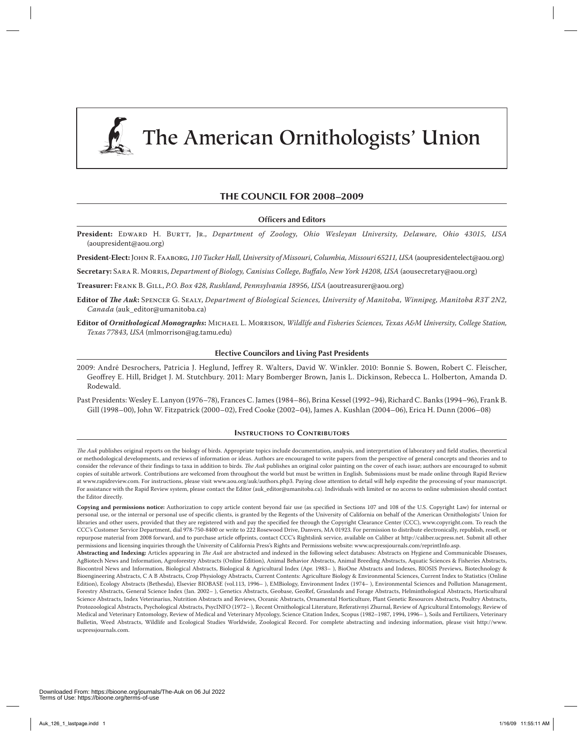# The American Ornithologists' Union

## THE COUNCIL FOR 2008–2009

### Officers and Editors

**President:** Edward H. Burtt, Jr., *Department of Zoology, Ohio Wesleyan University, Delaware, Ohio 43015, USA* (aoupresident@aou.org)

**President-Elect:** John R. Faaborg, *110 Tucker Hall, University of Missouri, Columbia, Missouri 65211, USA* (aoupresidentelect@aou.org)

**Secretary:** Sara R. Morris, *Department of Biology, Canisius College, Buffalo, New York 14208, USA* (aousecretary@aou.org)

**Treasurer:** Frank B. Gill, *P.O. Box 428, Rushland, Pennsylvania 18956, USA* (aoutreasurer@aou.org)

**Editor of *The Auk*:** Spencer G. Sealy, *Department of Biological Sciences, University of Manitoba, Winnipeg, Manitoba R3T 2N2, Canada* (auk_editor@umanitoba.ca)

**Editor of *Ornithological Monographs*:** Michael L. Morrison, *Wildlife and Fisheries Sciences, Texas A&M University, College Station, Texas 77843, USA* (mlmorrison@ag.tamu.edu)

### Elective Councilors and Living Past Presidents

2009: André Desrochers, Patricia J. Heglund, Jeffrey R. Walters, David W. Winkler. 2010: Bonnie S. Bowen, Robert C. Fleischer, Geoffrey E. Hill, Bridget J. M. Stutchbury. 2011: Mary Bomberger Brown, Janis L. Dickinson, Rebecca L. Holberton, Amanda D. Rodewald.

Past Presidents: Wesley E. Lanyon (1976–78), Frances C. James (1984–86), Brina Kessel (1992–94), Richard C. Banks (1994–96), Frank B. Gill (1998–00), John W. Fitzpatrick (2000–02), Fred Cooke (2002–04), James A. Kushlan (2004–06), Erica H. Dunn (2006–08)

### Instructions to Contributors

*The Auk* publishes original reports on the biology of birds. Appropriate topics include documentation, analysis, and interpretation of laboratory and field studies, theoretical or methodological developments, and reviews of information or ideas. Authors are encouraged to write papers from the perspective of general concepts and theories and to consider the relevance of their findings to taxa in addition to birds. *The Auk* publishes an original color painting on the cover of each issue; authors are encouraged to submit copies of suitable artwork. Contributions are welcomed from throughout the world but must be written in English. Submissions must be made online through Rapid Review at www.rapidreview.com. For instructions, please visit www.aou.org/auk/authors.php3. Paying close attention to detail will help expedite the processing of your manuscript. For assistance with the Rapid Review system, please contact the Editor (auk_editor@umanitoba.ca). Individuals with limited or no access to online submission should contact the Editor directly.

**Copying and permissions notice:** Authorization to copy article content beyond fair use (as specified in Sections 107 and 108 of the U.S. Copyright Law) for internal or personal use, or the internal or personal use of specific clients, is granted by the Regents of the University of California on behalf of the American Ornithologists' Union for libraries and other users, provided that they are registered with and pay the specified fee through the Copyright Clearance Center (CCC), www.copyright.com. To reach the CCC's Customer Service Department, dial 978-750-8400 or write to 222 Rosewood Drive, Danvers, MA 01923. For permission to distribute electronically, republish, resell, or repurpose material from 2008 forward, and to purchase article offprints, contact CCC's Rightslink service, available on Caliber at http://caliber.ucpress.net. Submit all other permissions and licensing inquiries through the University of California Press's Rights and Permissions website: www.ucpressjournals.com/reprintInfo.asp.

**Abstracting and Indexing:** Articles appearing in *The Auk* are abstracted and indexed in the following select databases: Abstracts on Hygiene and Communicable Diseases, AgBiotech News and Information, Agroforestry Abstracts (Online Edition), Animal Behavior Abstracts, Animal Breeding Abstracts, Aquatic Sciences & Fisheries Abstracts, Biocontrol News and Information, Biological Abstracts, Biological & Agricultural Index (Apr. 1983– ), BioOne Abstracts and Indexes, BIOSIS Previews, Biotechnology & Bioengineering Abstracts, C A B Abstracts, Crop Physiology Abstracts, Current Contents: Agriculture Biology & Environmental Sciences, Current Index to Statistics (Online Edition), Ecology Abstracts (Bethesda), Elsevier BIOBASE (vol.113, 1996– ), EMBiology, Environment Index (1974– ), Environmental Sciences and Pollution Management, Forestry Abstracts, General Science Index (Jan. 2002– ), Genetics Abstracts, Geobase, GeoRef, Grasslands and Forage Abstracts, Helminthological Abstracts, Horticultural Science Abstracts, Index Veterinarius, Nutrition Abstracts and Reviews, Oceanic Abstracts, Ornamental Horticulture, Plant Genetic Resources Abstracts, Poultry Abstracts, Protozoological Abstracts, Psychological Abstracts, PsycINFO (1972– ), Recent Ornithological Literature, Referativnyi Zhurnal, Review of Agricultural Entomology, Review of Medical and Veterinary Entomology, Review of Medical and Veterinary Mycology, Science Citation Index, Scopus (1982–1987, 1994, 1996– ), Soils and Fertilizers, Veterinary Bulletin, Weed Abstracts, Wildlife and Ecological Studies Worldwide, Zoological Record. For complete abstracting and indexing information, please visit http://www.ucpressjournals.com.